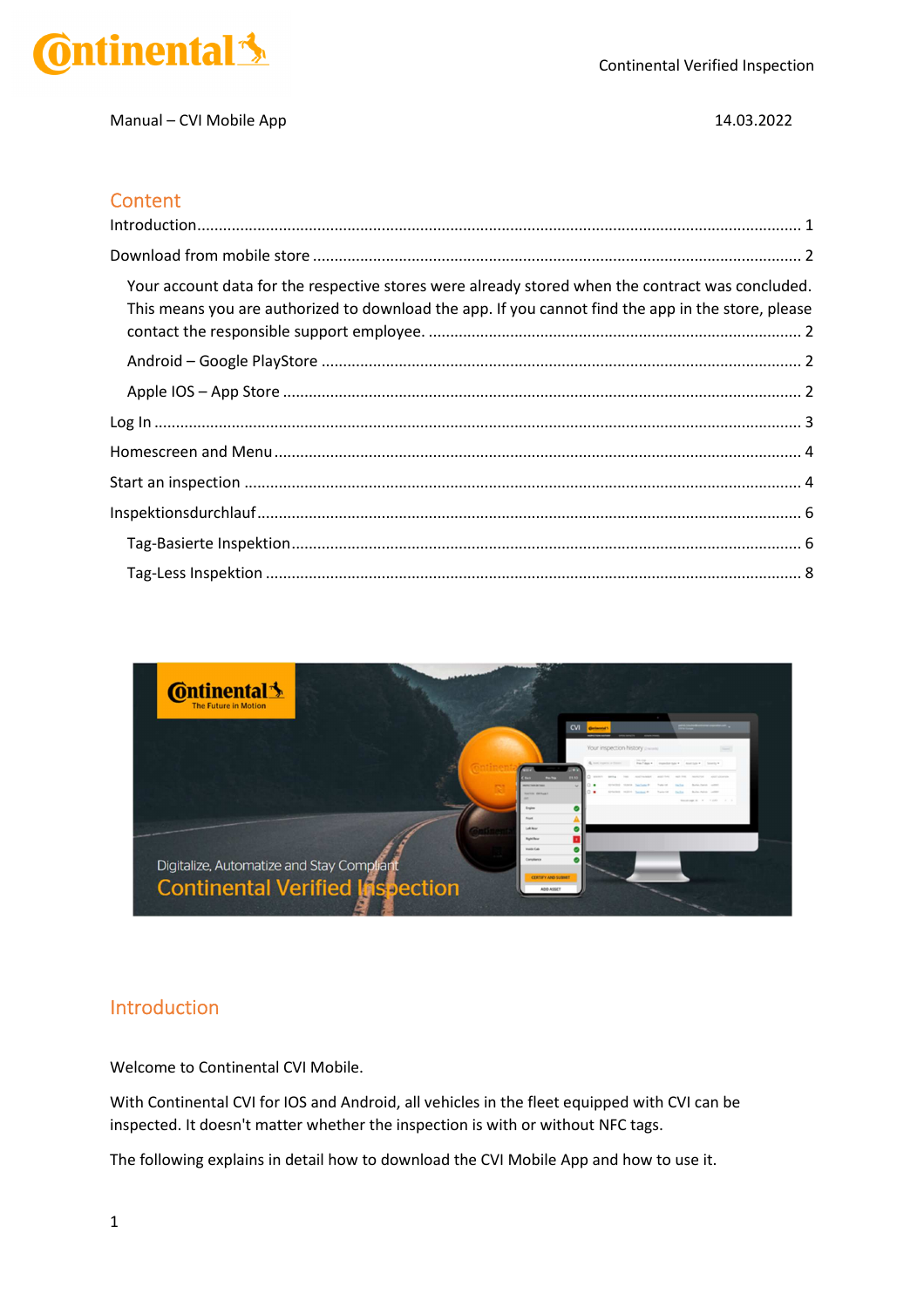Manual – CVI Mobile App 14.03.2022

## Content

Introduction ........................................................ 1

Download from mobile store ........................................................ 2

Your account data for the respective stores were already stored when the contract was concluded. This means you are authorized to download the app. If you cannot find the app in the store, please contact the responsible support employee. ........................................................ 2

Android – Google PlayStore ........................................................ 2

Apple IOS – App Store ........................................................ 2

Log In ........................................................ 3

Homescreen and Menu ........................................................ 4

Start an inspection ........................................................ 4

Inspektionsdurchlauf ........................................................ 6

Tag-Basierte Inspektion ........................................................ 6

Tag-Less Inspektion ........................................................ 8

## Introduction

Welcome to Continental CVI Mobile.

With Continental CVI for IOS and Android, all vehicles in the fleet equipped with CVI can be inspected. It doesn't matter whether the inspection is with or without NFC tags.

The following explains in detail how to download the CVI Mobile App and how to use it.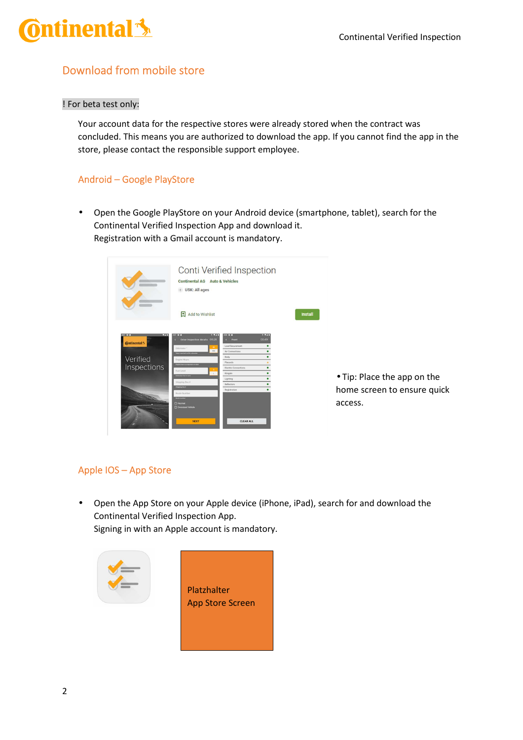## Download from mobile store

! For beta test only:

Your account data for the respective stores were already stored when the contract was concluded. This means you are authorized to download the app. If you cannot find the app in the store, please contact the responsible support employee.

### Android – Google PlayStore

- Open the Google PlayStore on your Android device (smartphone, tablet), search for the Continental Verified Inspection App and download it.
  Registration with a Gmail account is mandatory.

- Tip: Place the app on the home screen to ensure quick access.

### Apple IOS – App Store

- Open the App Store on your Apple device (iPhone, iPad), search for and download the Continental Verified Inspection App.
  Signing in with an Apple account is mandatory.

Platzhalter
App Store Screen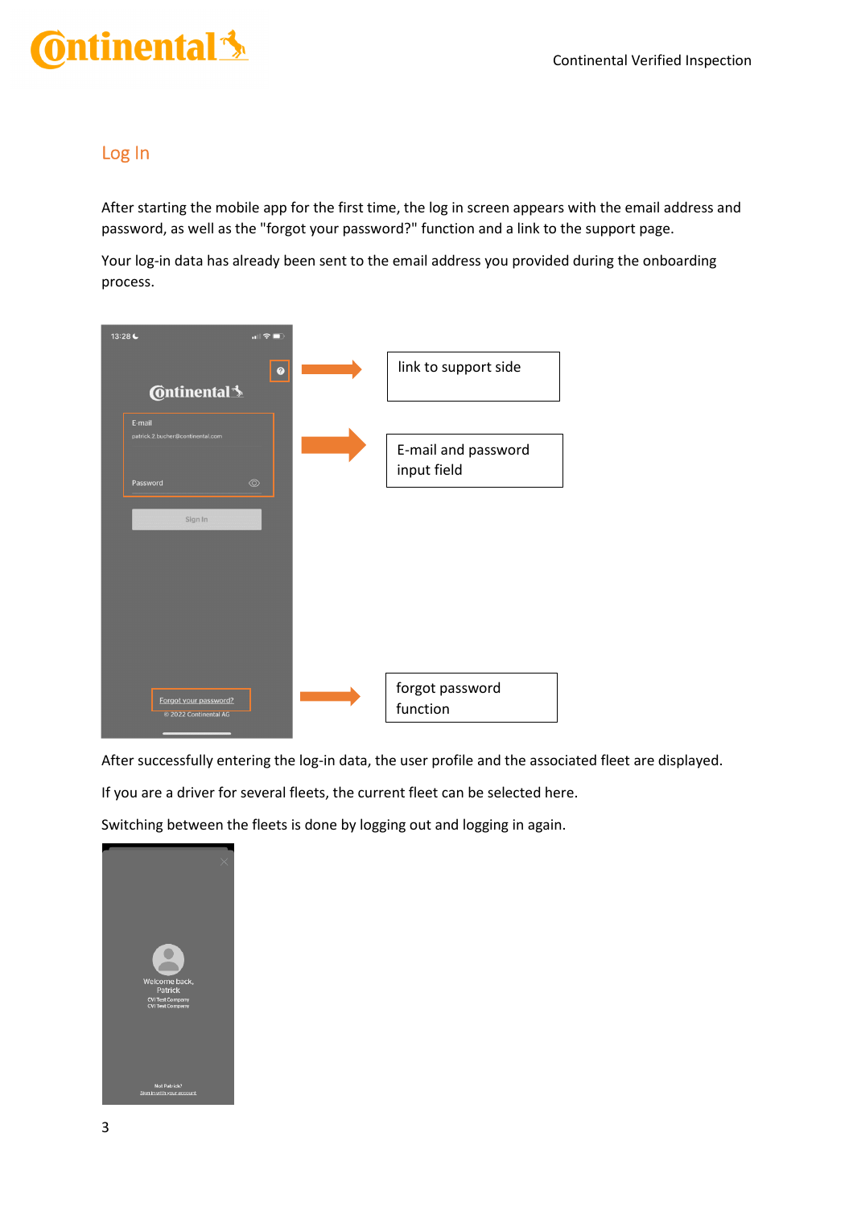## Log In

After starting the mobile app for the first time, the log in screen appears with the email address and password, as well as the "forgot your password?" function and a link to the support page.

Your log-in data has already been sent to the email address you provided during the onboarding process.

link to support side

E-mail and password input field

forgot password function

After successfully entering the log-in data, the user profile and the associated fleet are displayed.

If you are a driver for several fleets, the current fleet can be selected here.

Switching between the fleets is done by logging out and logging in again.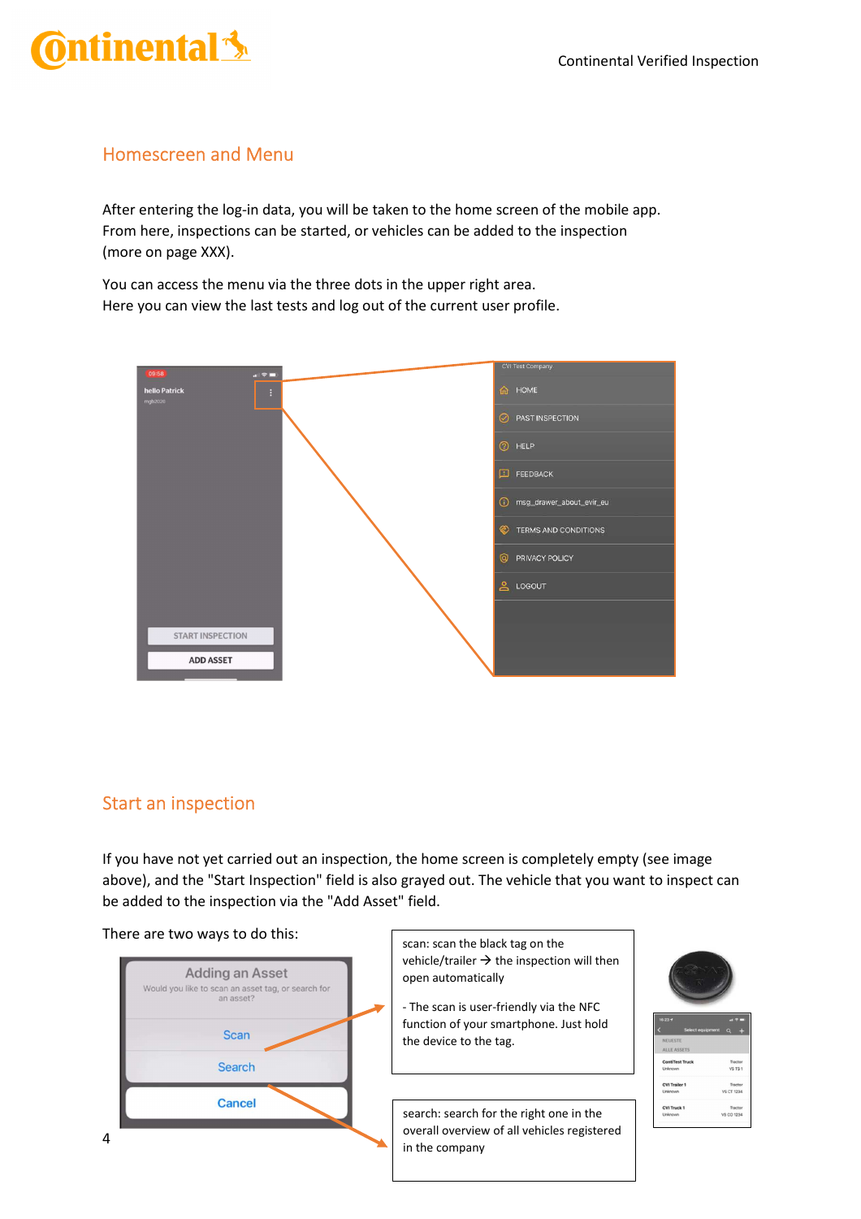## Homescreen and Menu

After entering the log-in data, you will be taken to the home screen of the mobile app. From here, inspections can be started, or vehicles can be added to the inspection (more on page XXX).

You can access the menu via the three dots in the upper right area.
Here you can view the last tests and log out of the current user profile.

## Start an inspection

If you have not yet carried out an inspection, the home screen is completely empty (see image above), and the "Start Inspection" field is also grayed out. The vehicle that you want to inspect can be added to the inspection via the "Add Asset" field.

There are two ways to do this:

scan: scan the black tag on the vehicle/trailer → the inspection will then open automatically

- The scan is user-friendly via the NFC function of your smartphone. Just hold the device to the tag.

search: search for the right one in the overall overview of all vehicles registered in the company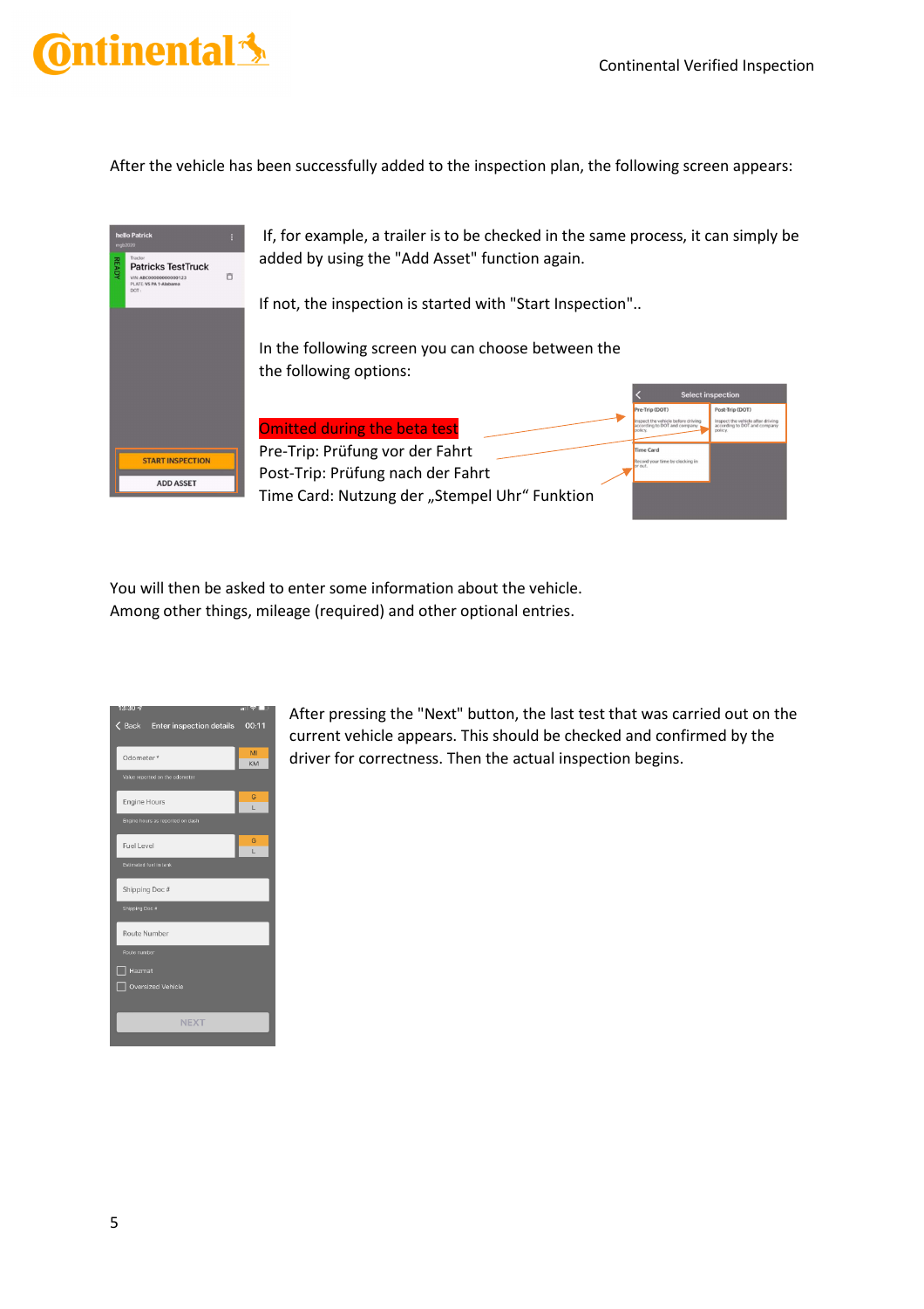After the vehicle has been successfully added to the inspection plan, the following screen appears:

If, for example, a trailer is to be checked in the same process, it can simply be added by using the "Add Asset" function again.

If not, the inspection is started with "Start Inspection"..

In the following screen you can choose between the the following options:

Omitted during the beta test
Pre-Trip: Prüfung vor der Fahrt
Post-Trip: Prüfung nach der Fahrt
Time Card: Nutzung der „Stempel Uhr“ Funktion

You will then be asked to enter some information about the vehicle.
Among other things, mileage (required) and other optional entries.

After pressing the "Next" button, the last test that was carried out on the current vehicle appears. This should be checked and confirmed by the driver for correctness. Then the actual inspection begins.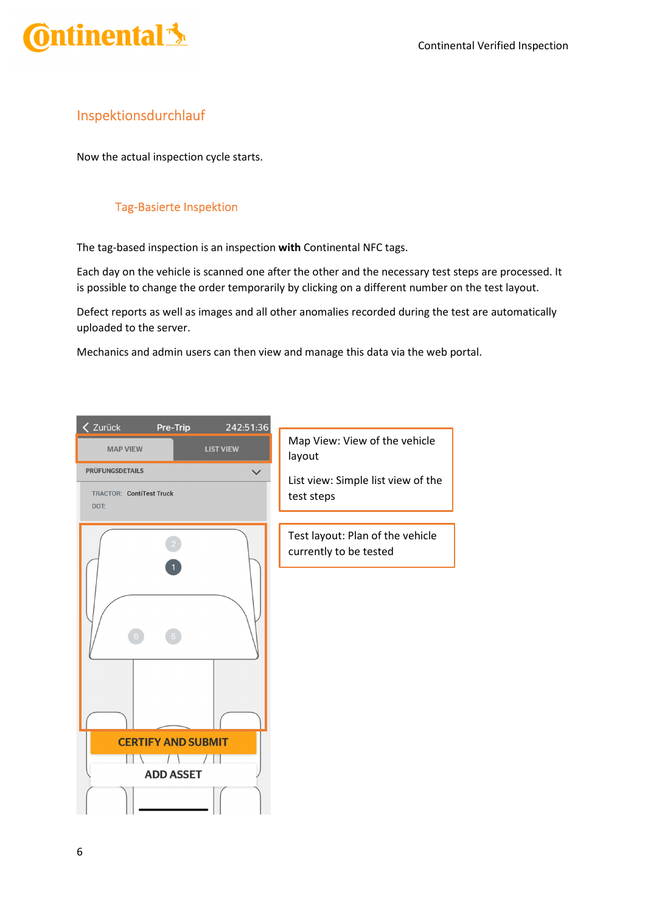## Inspektionsdurchlauf

Now the actual inspection cycle starts.

### Tag-Basierte Inspektion

The tag-based inspection is an inspection **with** Continental NFC tags.

Each day on the vehicle is scanned one after the other and the necessary test steps are processed. It is possible to change the order temporarily by clicking on a different number on the test layout.

Defect reports as well as images and all other anomalies recorded during the test are automatically uploaded to the server.

Mechanics and admin users can then view and manage this data via the web portal.

Map View: View of the vehicle layout

List view: Simple list view of the test steps

Test layout: Plan of the vehicle currently to be tested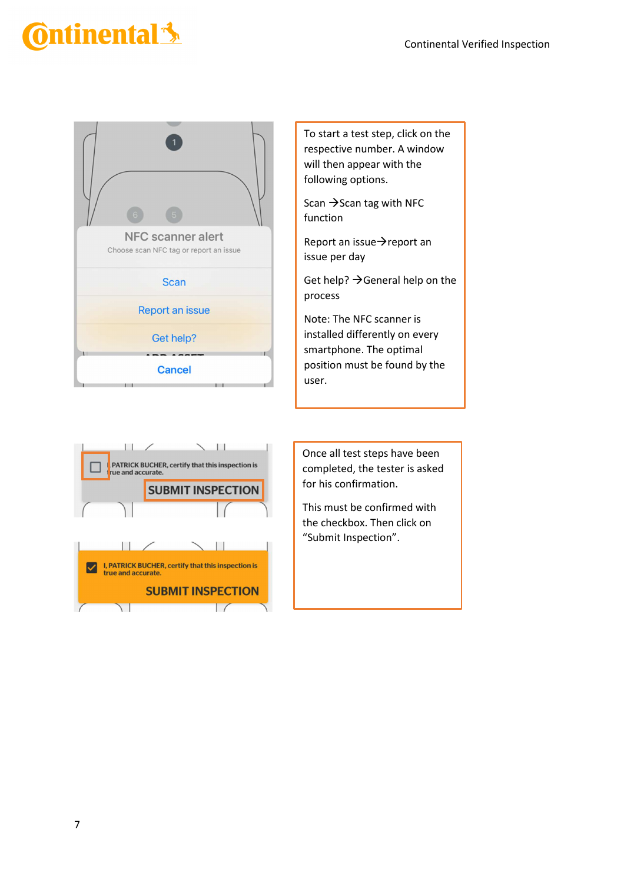To start a test step, click on the respective number. A window will then appear with the following options.

Scan →Scan tag with NFC function

Report an issue→report an issue per day

Get help? →General help on the process

Note: The NFC scanner is installed differently on every smartphone. The optimal position must be found by the user.

Once all test steps have been completed, the tester is asked for his confirmation.

This must be confirmed with the checkbox. Then click on "Submit Inspection".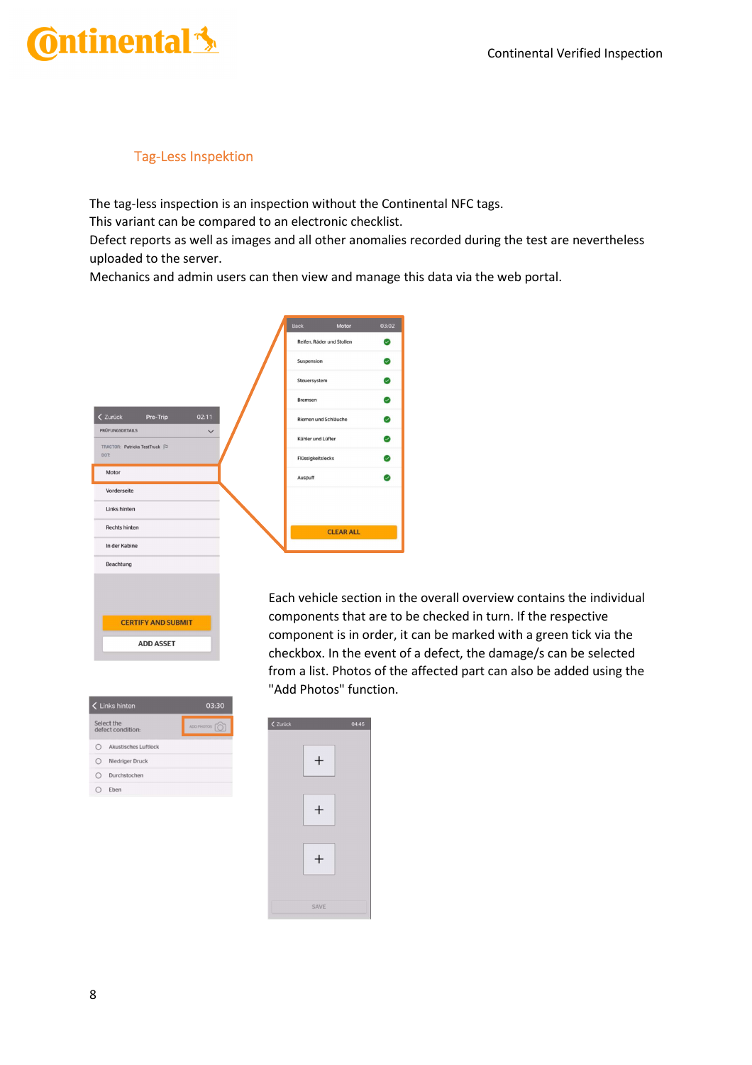## Tag-Less Inspektion

The tag-less inspection is an inspection without the Continental NFC tags.
This variant can be compared to an electronic checklist.
Defect reports as well as images and all other anomalies recorded during the test are nevertheless uploaded to the server.
Mechanics and admin users can then view and manage this data via the web portal.

Each vehicle section in the overall overview contains the individual components that are to be checked in turn. If the respective component is in order, it can be marked with a green tick via the checkbox. In the event of a defect, the damage/s can be selected from a list. Photos of the affected part can also be added using the "Add Photos" function.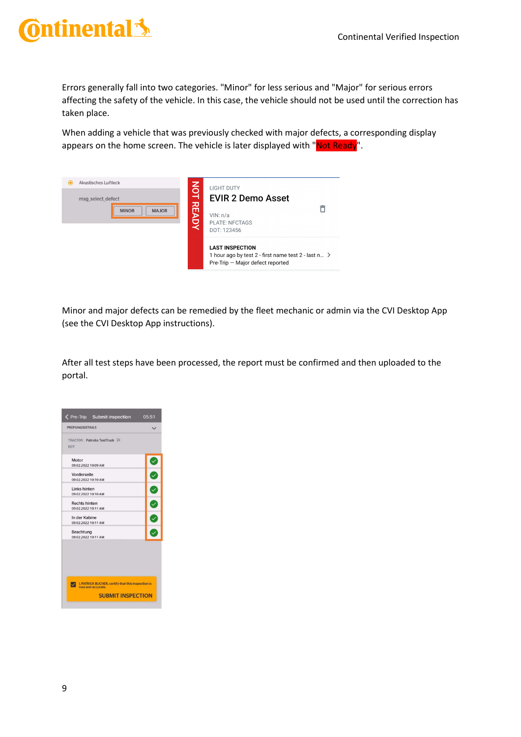Errors generally fall into two categories. "Minor" for less serious and "Major" for serious errors affecting the safety of the vehicle. In this case, the vehicle should not be used until the correction has taken place.

When adding a vehicle that was previously checked with major defects, a corresponding display appears on the home screen. The vehicle is later displayed with "Not Ready".

Minor and major defects can be remedied by the fleet mechanic or admin via the CVI Desktop App (see the CVI Desktop App instructions).

After all test steps have been processed, the report must be confirmed and then uploaded to the portal.